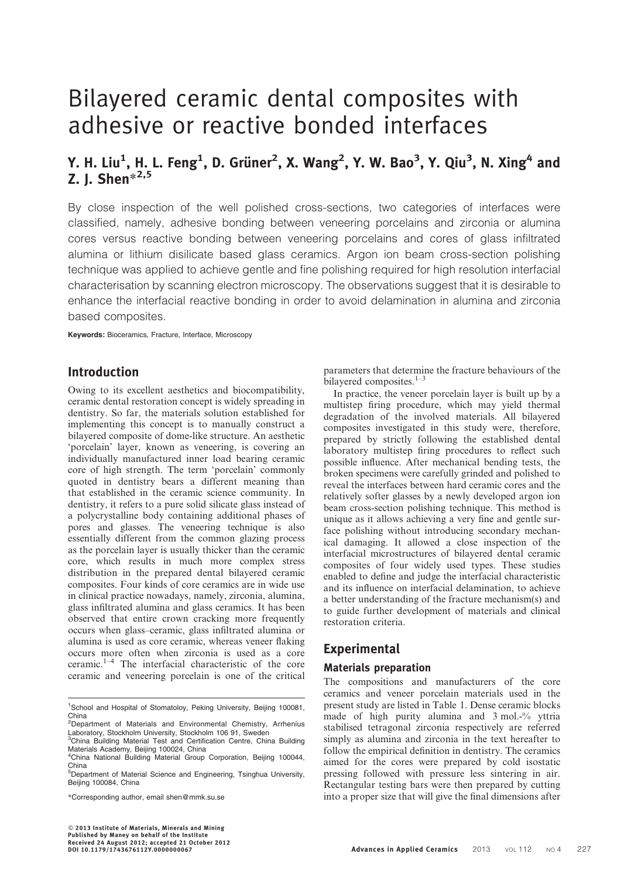# Bilayered ceramic dental composites with adhesive or reactive bonded interfaces

## Y. H. Liu[1], H. L. Feng[1], D. Grüner[2], X. Wang[2], Y. W. Bao[3], Y. Qiu[3], N. Xing[4] and Z. J. Shen*[2,5]

By close inspection of the well polished cross-sections, two categories of interfaces were classified, namely, adhesive bonding between veneering porcelains and zirconia or alumina cores versus reactive bonding between veneering porcelains and cores of glass infiltrated alumina or lithium disilicate based glass ceramics. Argon ion beam cross-section polishing technique was applied to achieve gentle and fine polishing required for high resolution interfacial characterisation by scanning electron microscopy. The observations suggest that it is desirable to enhance the interfacial reactive bonding in order to avoid delamination in alumina and zirconia based composites.

**Keywords:** Bioceramics, Fracture, Interface, Microscopy

## Introduction

Owing to its excellent aesthetics and biocompatibility, ceramic dental restoration concept is widely spreading in dentistry. So far, the materials solution established for implementing this concept is to manually construct a bilayered composite of dome-like structure. An aesthetic 'porcelain' layer, known as veneering, is covering an individually manufactured inner load bearing ceramic core of high strength. The term 'porcelain' commonly quoted in dentistry bears a different meaning than that established in the ceramic science community. In dentistry, it refers to a pure solid silicate glass instead of a polycrystalline body containing additional phases of pores and glasses. The veneering technique is also essentially different from the common glazing process as the porcelain layer is usually thicker than the ceramic core, which results in much more complex stress distribution in the prepared dental bilayered ceramic composites. Four kinds of core ceramics are in wide use in clinical practice nowadays, namely, zirconia, alumina, glass infiltrated alumina and glass ceramics. It has been observed that entire crown cracking more frequently occurs when glass–ceramic, glass infiltrated alumina or alumina is used as core ceramic, whereas veneer flaking occurs more often when zirconia is used as a core ceramic.[1–4] The interfacial characteristic of the core ceramic and veneering porcelain is one of the critical parameters that determine the fracture behaviours of the bilayered composites.[1–3]

In practice, the veneer porcelain layer is built up by a multistep firing procedure, which may yield thermal degradation of the involved materials. All bilayered composites investigated in this study were, therefore, prepared by strictly following the established dental laboratory multistep firing procedures to reflect such possible influence. After mechanical bending tests, the broken specimens were carefully grinded and polished to reveal the interfaces between hard ceramic cores and the relatively softer glasses by a newly developed argon ion beam cross-section polishing technique. This method is unique as it allows achieving a very fine and gentle surface polishing without introducing secondary mechanical damaging. It allowed a close inspection of the interfacial microstructures of bilayered dental ceramic composites of four widely used types. These studies enabled to define and judge the interfacial characteristic and its influence on interfacial delamination, to achieve a better understanding of the fracture mechanism(s) and to guide further development of materials and clinical restoration criteria.

## Experimental

### Materials preparation

The compositions and manufacturers of the core ceramics and veneer porcelain materials used in the present study are listed in Table 1. Dense ceramic blocks made of high purity alumina and 3 mol.-% yttria stabilised tetragonal zirconia respectively are referred simply as alumina and zirconia in the text hereafter to follow the empirical definition in dentistry. The ceramics aimed for the cores were prepared by cold isostatic pressing followed with pressure less sintering in air. Rectangular testing bars were then prepared by cutting into a proper size that will give the final dimensions after

[1]School and Hospital of Stomatoloy, Peking University, Beijing 100081, China
[2]Department of Materials and Environmental Chemistry, Arrhenius Laboratory, Stockholm University, Stockholm 106 91, Sweden
[3]China Building Material Test and Certification Centre, China Building Materials Academy, Beijing 100024, China
[4]China National Building Material Group Corporation, Beijing 100044, China
[5]Department of Material Science and Engineering, Tsinghua University, Beijing 100084, China

*Corresponding author, email shen@mmk.su.se

© 2013 Institute of Materials, Minerals and Mining
Published by Maney on behalf of the Institute
Received 24 August 2012; accepted 21 October 2012
DOI 10.1179/1743676112Y.0000000067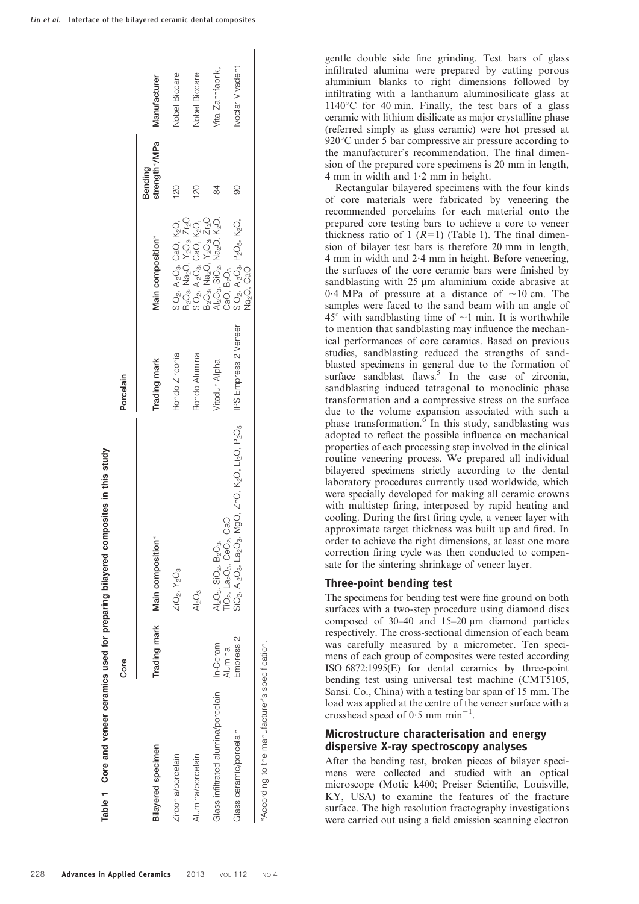Table 1 Core and veneer ceramics used for preparing bilayered composites in this study

| Bilayered specimen | Core | | Porcelain | | | |
|---|---|---|---|---|---|---|
| | Trading mark | Main composition* | Trading mark | Main composition* | Bending strength*/MPa | Manufacturer |
| Zirconia/porcelain | | $ZrO_2$, $Y_2O_3$ | Rondo Zirconia | $SiO_2$, $Al_2O_3$, CaO, $K_2O$, $B_2O_3$, $Na_2O$, $Y_2O_3$, $ZrO_2$ | 120 | Nobel Biocare |
| Alumina/porcelain | | $Al_2O_3$ | Rondo Alumina | $SiO_2$, $Al_2O_3$, CaO, $K_2O$, $B_2O_3$, $Na_2O$, $Y_2O_3$, $ZrO_2$ | 120 | Nobel Biocare |
| Glass infiltrated alumina/porcelain | In-Ceram Alumina | $Al_2O_3$, $SiO_2$, $B_2O_3$, $TiO_2$, $La_2O_3$, $CeO_2$, CaO | Vitadur Alpha | $Al_2O_3$, $SiO_2$, $Na_2O$, $K_2O$, CaO, $B_2O_3$ | 84 | Vita Zahnfabrik, |
| Glass ceramic/porcelain | Empress 2 | $SiO_2$, $Al_2O_3$, $La_2O_3$, MgO, ZnO, $K_2O$, $Li_2O$, $P_2O_5$ | IPS Empress 2 Veneer | $SiO_2$, $Al_2O_3$, $P_2O_5$, $K_2O$, $Na_2O$, CaO | 90 | Ivoclar Vivadent |

*According to the manufacturer's specification.

gentle double side fine grinding. Test bars of glass infiltrated alumina were prepared by cutting porous aluminium blanks to right dimensions followed by infiltrating with a lanthanum aluminosilicate glass at 1140°C for 40 min. Finally, the test bars of a glass ceramic with lithium disilicate as major crystalline phase (referred simply as glass ceramic) were hot pressed at 920°C under 5 bar compressive air pressure according to the manufacturer's recommendation. The final dimension of the prepared core specimens is 20 mm in length, 4 mm in width and 1·2 mm in height.

Rectangular bilayered specimens with the four kinds of core materials were fabricated by veneering the recommended porcelains for each material onto the prepared core testing bars to achieve a core to veneer thickness ratio of 1 ($R$=1) (Table 1). The final dimension of bilayer test bars is therefore 20 mm in length, 4 mm in width and 2·4 mm in height. Before veneering, the surfaces of the core ceramic bars were finished by sandblasting with 25 μm aluminium oxide abrasive at 0·4 MPa of pressure at a distance of ~10 cm. The samples were faced to the sand beam with an angle of 45° with sandblasting time of ~1 min. It is worthwhile to mention that sandblasting may influence the mechanical performances of core ceramics. Based on previous studies, sandblasting reduced the strengths of sandblasted specimens in general due to the formation of surface sandblast flaws.[5] In the case of zirconia, sandblasting induced tetragonal to monoclinic phase transformation and a compressive stress on the surface due to the volume expansion associated with such a phase transformation.[6] In this study, sandblasting was adopted to reflect the possible influence on mechanical properties of each processing step involved in the clinical routine veneering process. We prepared all individual bilayered specimens strictly according to the dental laboratory procedures currently used worldwide, which were specially developed for making all ceramic crowns with multistep firing, interposed by rapid heating and cooling. During the first firing cycle, a veneer layer with approximate target thickness was built up and fired. In order to achieve the right dimensions, at least one more correction firing cycle was then conducted to compensate for the sintering shrinkage of veneer layer.

## Three-point bending test

The specimens for bending test were fine ground on both surfaces with a two-step procedure using diamond discs composed of 30–40 and 15–20 μm diamond particles respectively. The cross-sectional dimension of each beam was carefully measured by a micrometer. Ten specimens of each group of composites were tested according ISO 6872:1995(E) for dental ceramics by three-point bending test using universal test machine (CMT5105, Sansi. Co., China) with a testing bar span of 15 mm. The load was applied at the centre of the veneer surface with a crosshead speed of 0·5 mm $min^{-1}$.

## Microstructure characterisation and energy dispersive X-ray spectroscopy analyses

After the bending test, broken pieces of bilayer specimens were collected and studied with an optical microscope (Motic k400; Preiser Scientific, Louisville, KY, USA) to examine the features of the fracture surface. The high resolution fractography investigations were carried out using a field emission scanning electron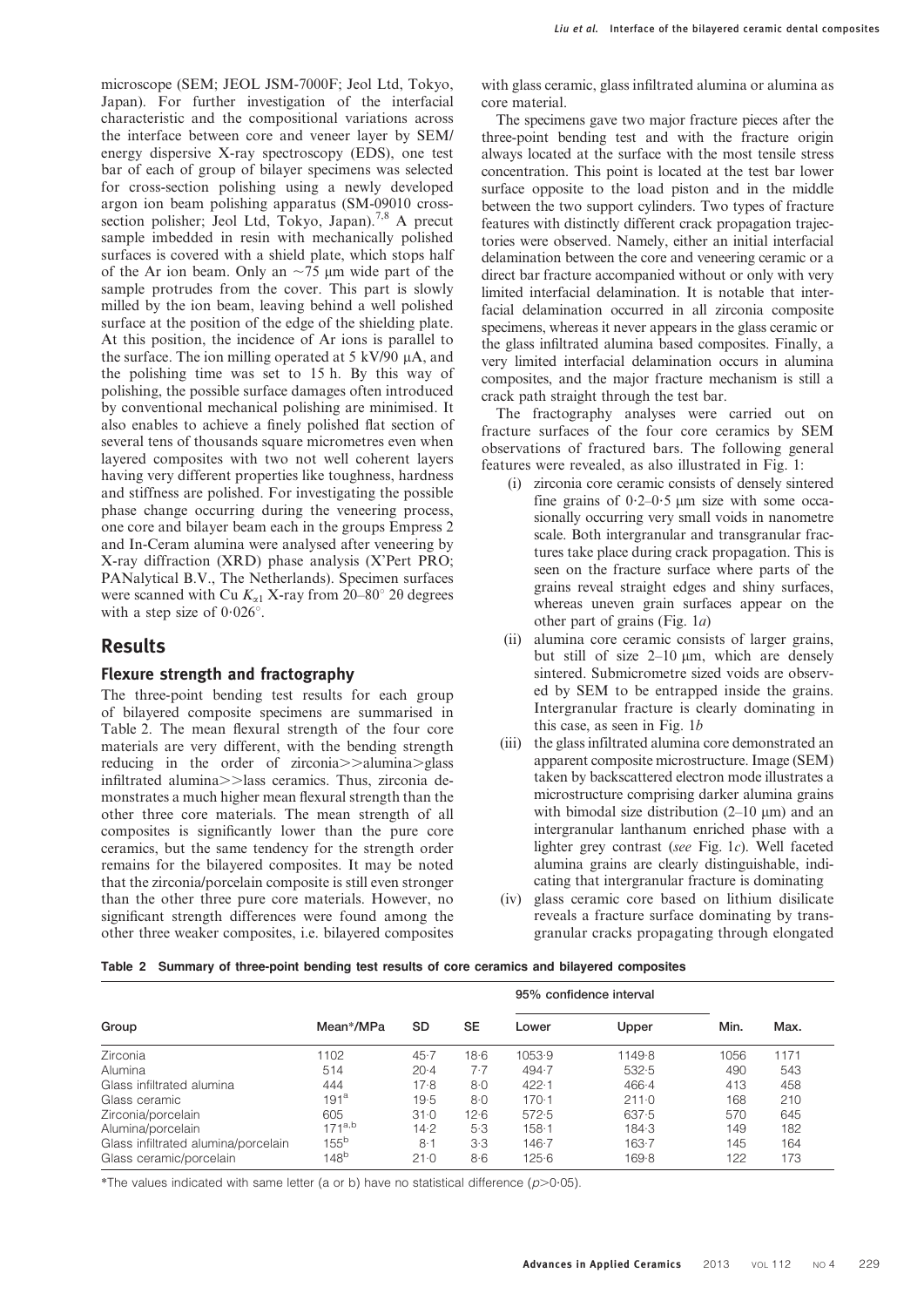microscope (SEM; JEOL JSM-7000F; Jeol Ltd, Tokyo, Japan). For further investigation of the interfacial characteristic and the compositional variations across the interface between core and veneer layer by SEM/energy dispersive X-ray spectroscopy (EDS), one test bar of each of group of bilayer specimens was selected for cross-section polishing using a newly developed argon ion beam polishing apparatus (SM-09010 cross-section polisher; Jeol Ltd, Tokyo, Japan).[7,8] A precut sample imbedded in resin with mechanically polished surfaces is covered with a shield plate, which stops half of the Ar ion beam. Only an ~75 μm wide part of the sample protrudes from the cover. This part is slowly milled by the ion beam, leaving behind a well polished surface at the position of the edge of the shielding plate. At this position, the incidence of Ar ions is parallel to the surface. The ion milling operated at 5 kV/90 μA, and the polishing time was set to 15 h. By this way of polishing, the possible surface damages often introduced by conventional mechanical polishing are minimised. It also enables to achieve a finely polished flat section of several tens of thousands square micrometres even when layered composites with two not well coherent layers having very different properties like toughness, hardness and stiffness are polished. For investigating the possible phase change occurring during the veneering process, one core and bilayer beam each in the groups Empress 2 and In-Ceram alumina were analysed after veneering by X-ray diffraction (XRD) phase analysis (X'Pert PRO; PANalytical B.V., The Netherlands). Specimen surfaces were scanned with Cu $K_{\alpha 1}$ X-ray from 20–80° 2θ degrees with a step size of 0·026°.

## Results

### Flexure strength and fractography

The three-point bending test results for each group of bilayered composite specimens are summarised in Table 2. The mean flexural strength of the four core materials are very different, with the bending strength reducing in the order of zirconia>>alumina>glass infiltrated alumina>>lass ceramics. Thus, zirconia demonstrates a much higher mean flexural strength than the other three core materials. The mean strength of all composites is significantly lower than the pure core ceramics, but the same tendency for the strength order remains for the bilayered composites. It may be noted that the zirconia/porcelain composite is still even stronger than the other three pure core materials. However, no significant strength differences were found among the other three weaker composites, i.e. bilayered composites with glass ceramic, glass infiltrated alumina or alumina as core material.

The specimens gave two major fracture pieces after the three-point bending test and with the fracture origin always located at the surface with the most tensile stress concentration. This point is located at the test bar lower surface opposite to the load piston and in the middle between the two support cylinders. Two types of fracture features with distinctly different crack propagation trajectories were observed. Namely, either an initial interfacial delamination between the core and veneering ceramic or a direct bar fracture accompanied without or only with very limited interfacial delamination. It is notable that interfacial delamination occurred in all zirconia composite specimens, whereas it never appears in the glass ceramic or the glass infiltrated alumina based composites. Finally, a very limited interfacial delamination occurs in alumina composites, and the major fracture mechanism is still a crack path straight through the test bar.

The fractography analyses were carried out on fracture surfaces of the four core ceramics by SEM observations of fractured bars. The following general features were revealed, as also illustrated in Fig. 1:

- (i) zirconia core ceramic consists of densely sintered fine grains of 0·2–0·5 μm size with some occasionally occurring very small voids in nanometre scale. Both intergranular and transgranular fractures take place during crack propagation. This is seen on the fracture surface where parts of the grains reveal straight edges and shiny surfaces, whereas uneven grain surfaces appear on the other part of grains (Fig. 1*a*)
- (ii) alumina core ceramic consists of larger grains, but still of size 2–10 μm, which are densely sintered. Submicrometre sized voids are observed by SEM to be entrapped inside the grains. Intergranular fracture is clearly dominating in this case, as seen in Fig. 1*b*
- (iii) the glass infiltrated alumina core demonstrated an apparent composite microstructure. Image (SEM) taken by backscattered electron mode illustrates a microstructure comprising darker alumina grains with bimodal size distribution (2–10 μm) and an intergranular lanthanum enriched phase with a lighter grey contrast (*see* Fig. 1*c*). Well faceted alumina grains are clearly distinguishable, indicating that intergranular fracture is dominating
- (iv) glass ceramic core based on lithium disilicate reveals a fracture surface dominating by transgranular cracks propagating through elongated

**Table 2 Summary of three-point bending test results of core ceramics and bilayered composites**

| Group | Mean*/MPa | SD | SE | 95% confidence interval | | Min. | Max. |
|---|---|---|---|---|---|---|---|
| | | | | Lower | Upper | | |
| Zirconia | 1102 | 45·7 | 18·6 | 1053·9 | 1149·8 | 1056 | 1171 |
| Alumina | 514 | 20·4 | 7·7 | 494·7 | 532·5 | 490 | 543 |
| Glass infiltrated alumina | 444 | 17·8 | 8·0 | 422·1 | 466·4 | 413 | 458 |
| Glass ceramic | 191[a] | 19·5 | 8·0 | 170·1 | 211·0 | 168 | 210 |
| Zirconia/porcelain | 605 | 31·0 | 12·6 | 572·5 | 637·5 | 570 | 645 |
| Alumina/porcelain | 171[a,b] | 14·2 | 5·3 | 158·1 | 184·3 | 149 | 182 |
| Glass infiltrated alumina/porcelain | 155[b] | 8·1 | 3·3 | 146·7 | 163·7 | 145 | 164 |
| Glass ceramic/porcelain | 148[b] | 21·0 | 8·6 | 125·6 | 169·8 | 122 | 173 |

*The values indicated with same letter (a or b) have no statistical difference ($p > 0·05$).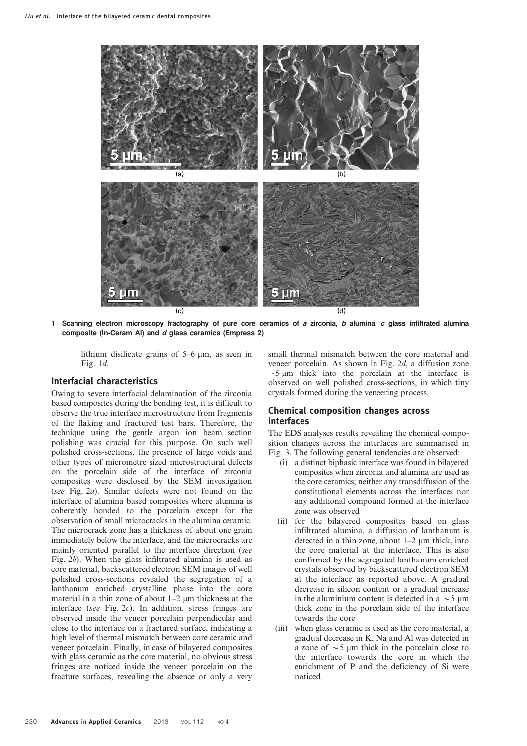5 μm

(a)

5 μm

(b)

5 μm

(c)

5 μm

(d)

**1 Scanning electron microscopy fractography of pure core ceramics of *a* zirconia, *b* alumina, *c* glass infiltrated alumina composite (In-Ceram Al) and *d* glass ceramics (Empress 2)**

lithium disilicate grains of 5–6 μm, as seen in Fig. 1*d*.

## Interfacial characteristics

Owing to severe interfacial delamination of the zirconia based composites during the bending test, it is difficult to observe the true interface microstructure from fragments of the flaking and fractured test bars. Therefore, the technique using the gentle argon ion beam section polishing was crucial for this purpose. On such well polished cross-sections, the presence of large voids and other types of micrometre sized microstructural defects on the porcelain side of the interface of zirconia composites were disclosed by the SEM investigation (*see* Fig. 2*a*). Similar defects were not found on the interface of alumina based composites where alumina is coherently bonded to the porcelain except for the observation of small microcracks in the alumina ceramic. The microcrack zone has a thickness of about one grain immediately below the interface, and the microcracks are mainly oriented parallel to the interface direction (*see* Fig. 2*b*). When the glass infiltrated alumina is used as core material, backscattered electron SEM images of well polished cross-sections revealed the segregation of a lanthanum enriched crystalline phase into the core material in a thin zone of about 1–2 μm thickness at the interface (*see* Fig. 2*c*). In addition, stress fringes are observed inside the veneer porcelain perpendicular and close to the interface on a fractured surface, indicating a high level of thermal mismatch between core ceramic and veneer porcelain. Finally, in case of bilayered composites with glass ceramic as the core material, no obvious stress fringes are noticed inside the veneer porcelain on the fracture surfaces, revealing the absence or only a very small thermal mismatch between the core material and veneer porcelain. As shown in Fig. 2*d*, a diffusion zone ~5 μm thick into the porcelain at the interface is observed on well polished cross-sections, in which tiny crystals formed during the veneering process.

## Chemical composition changes across interfaces

The EDS analyses results revealing the chemical composition changes across the interfaces are summarised in Fig. 3. The following general tendencies are observed:

(i) a distinct biphasic interface was found in bilayered composites when zirconia and alumina are used as the core ceramics; neither any transdiffusion of the constitutional elements across the interfaces nor any additional compound formed at the interface zone was observed

(ii) for the bilayered composites based on glass infiltrated alumina, a diffusion of lanthanum is detected in a thin zone, about 1–2 μm thick, into the core material at the interface. This is also confirmed by the segregated lanthanum enriched crystals observed by backscattered electron SEM at the interface as reported above. A gradual decrease in silicon content or a gradual increase in the aluminium content is detected in a ~5 μm thick zone in the porcelain side of the interface towards the core

(iii) when glass ceramic is used as the core material, a gradual decrease in K, Na and Al was detected in a zone of ~5 μm thick in the porcelain close to the interface towards the core in which the enrichment of P and the deficiency of Si were noticed.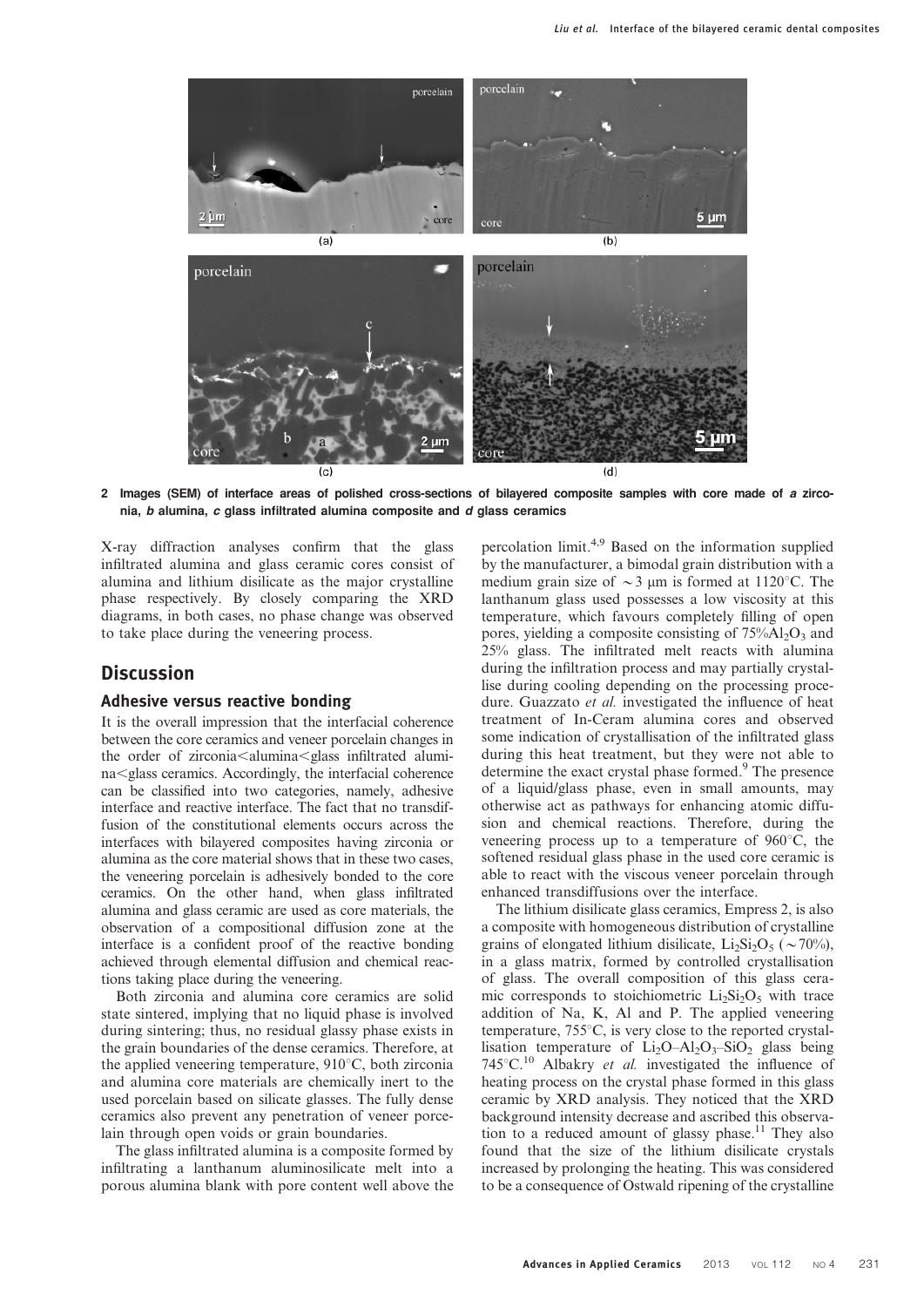porcelain

core

2 μm

(a)

porcelain

core

5 μm

(b)

porcelain

c

b

a

core

2 μm

(c)

porcelain

core

5 μm

(d)

2 Images (SEM) of interface areas of polished cross-sections of bilayered composite samples with core made of *a* zirconia, *b* alumina, *c* glass infiltrated alumina composite and *d* glass ceramics

X-ray diffraction analyses confirm that the glass infiltrated alumina and glass ceramic cores consist of alumina and lithium disilicate as the major crystalline phase respectively. By closely comparing the XRD diagrams, in both cases, no phase change was observed to take place during the veneering process.

## Discussion

### Adhesive versus reactive bonding

It is the overall impression that the interfacial coherence between the core ceramics and veneer porcelain changes in the order of zirconia<alumina<glass infiltrated alumina<glass ceramics. Accordingly, the interfacial coherence can be classified into two categories, namely, adhesive interface and reactive interface. The fact that no transdiffusion of the constitutional elements occurs across the interfaces with bilayered composites having zirconia or alumina as the core material shows that in these two cases, the veneering porcelain is adhesively bonded to the core ceramics. On the other hand, when glass infiltrated alumina and glass ceramic are used as core materials, the observation of a compositional diffusion zone at the interface is a confident proof of the reactive bonding achieved through elemental diffusion and chemical reactions taking place during the veneering.

Both zirconia and alumina core ceramics are solid state sintered, implying that no liquid phase is involved during sintering; thus, no residual glassy phase exists in the grain boundaries of the dense ceramics. Therefore, at the applied veneering temperature, 910°C, both zirconia and alumina core materials are chemically inert to the used porcelain based on silicate glasses. The fully dense ceramics also prevent any penetration of veneer porcelain through open voids or grain boundaries.

The glass infiltrated alumina is a composite formed by infiltrating a lanthanum aluminosilicate melt into a porous alumina blank with pore content well above the percolation limit.[4,9] Based on the information supplied by the manufacturer, a bimodal grain distribution with a medium grain size of ~3 μm is formed at 1120°C. The lanthanum glass used possesses a low viscosity at this temperature, which favours completely filling of open pores, yielding a composite consisting of 75%$Al_2O_3$ and 25% glass. The infiltrated melt reacts with alumina during the infiltration process and may partially crystallise during cooling depending on the processing procedure. Guazzato *et al.* investigated the influence of heat treatment of In-Ceram alumina cores and observed some indication of crystallisation of the infiltrated glass during this heat treatment, but they were not able to determine the exact crystal phase formed.[9] The presence of a liquid/glass phase, even in small amounts, may otherwise act as pathways for enhancing atomic diffusion and chemical reactions. Therefore, during the veneering process up to a temperature of 960°C, the softened residual glass phase in the used core ceramic is able to react with the viscous veneer porcelain through enhanced transdiffusions over the interface.

The lithium disilicate glass ceramics, Empress 2, is also a composite with homogeneous distribution of crystalline grains of elongated lithium disilicate, $Li_2Si_2O_5$ (~70%), in a glass matrix, formed by controlled crystallisation of glass. The overall composition of this glass ceramic corresponds to stoichiometric $Li_2Si_2O_5$ with trace addition of Na, K, Al and P. The applied veneering temperature, 755°C, is very close to the reported crystallisation temperature of $Li_2O$–$Al_2O_3$–$SiO_2$ glass being 745°C.[10] Albakry *et al.* investigated the influence of heating process on the crystal phase formed in this glass ceramic by XRD analysis. They noticed that the XRD background intensity decrease and ascribed this observation to a reduced amount of glassy phase.[11] They also found that the size of the lithium disilicate crystals increased by prolonging the heating. This was considered to be a consequence of Ostwald ripening of the crystalline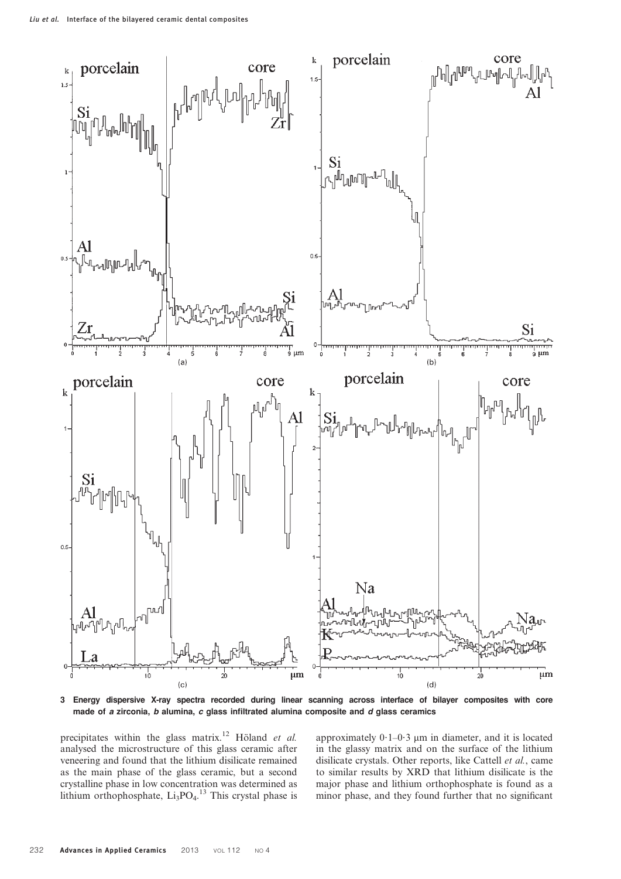porcelain

core

k

Si

Zr

Al

Si

Al

Zr

(a)

µm

porcelain

core

k

Al

Si

Al

Si

(b)

µm

porcelain

core

k

Si

Al

Al

La

(c)

µm

porcelain

core

k

Si

Na

Al

Na

K

P

(d)

µm

**3 Energy dispersive X-ray spectra recorded during linear scanning across interface of bilayer composites with core made of *a* zirconia, *b* alumina, *c* glass infiltrated alumina composite and *d* glass ceramics**

precipitates within the glass matrix.[12] Höland *et al.* analysed the microstructure of this glass ceramic after veneering and found that the lithium disilicate remained as the main phase of the glass ceramic, but a second crystalline phase in low concentration was determined as lithium orthophosphate, $Li_3PO_4$.[13] This crystal phase is approximately 0·1–0·3 µm in diameter, and it is located in the glassy matrix and on the surface of the lithium disilicate crystals. Other reports, like Cattell *et al.*, came to similar results by XRD that lithium disilicate is the major phase and lithium orthophosphate is found as a minor phase, and they found further that no significant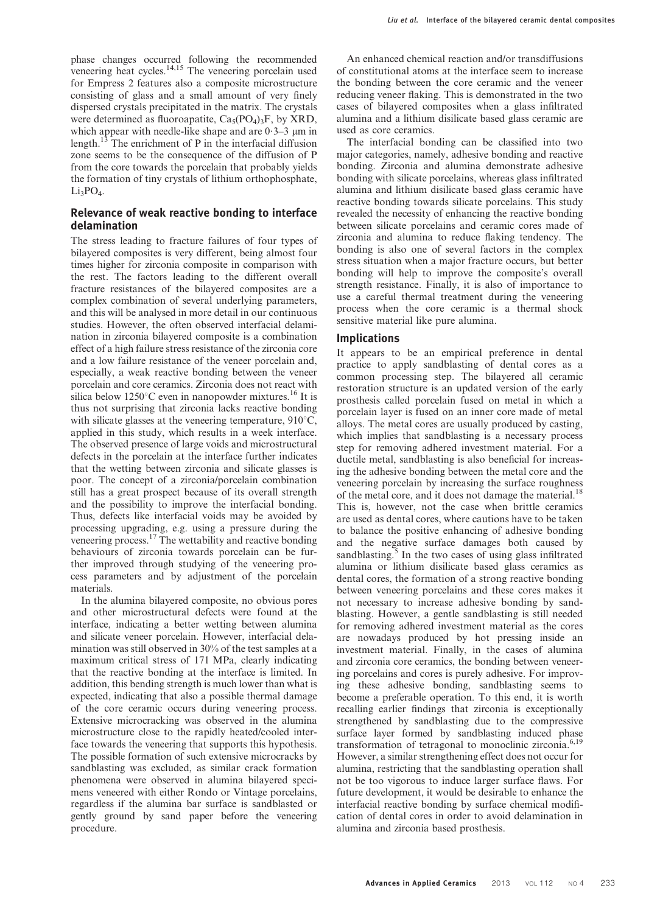phase changes occurred following the recommended veneering heat cycles.[14,15] The veneering porcelain used for Empress 2 features also a composite microstructure consisting of glass and a small amount of very finely dispersed crystals precipitated in the matrix. The crystals were determined as fluoroapatite, $Ca_5(PO_4)_3F$, by XRD, which appear with needle-like shape and are 0·3–3 μm in length.[13] The enrichment of P in the interfacial diffusion zone seems to be the consequence of the diffusion of P from the core towards the porcelain that probably yields the formation of tiny crystals of lithium orthophosphate, $Li_3PO_4$.

## Relevance of weak reactive bonding to interface delamination

The stress leading to fracture failures of four types of bilayered composites is very different, being almost four times higher for zirconia composite in comparison with the rest. The factors leading to the different overall fracture resistances of the bilayered composites are a complex combination of several underlying parameters, and this will be analysed in more detail in our continuous studies. However, the often observed interfacial delamination in zirconia bilayered composite is a combination effect of a high failure stress resistance of the zirconia core and a low failure resistance of the veneer porcelain and, especially, a weak reactive bonding between the veneer porcelain and core ceramics. Zirconia does not react with silica below 1250°C even in nanopowder mixtures.[16] It is thus not surprising that zirconia lacks reactive bonding with silicate glasses at the veneering temperature, 910°C, applied in this study, which results in a week interface. The observed presence of large voids and microstructural defects in the porcelain at the interface further indicates that the wetting between zirconia and silicate glasses is poor. The concept of a zirconia/porcelain combination still has a great prospect because of its overall strength and the possibility to improve the interfacial bonding. Thus, defects like interfacial voids may be avoided by processing upgrading, e.g. using a pressure during the veneering process.[17] The wettability and reactive bonding behaviours of zirconia towards porcelain can be further improved through studying of the veneering process parameters and by adjustment of the porcelain materials.

In the alumina bilayered composite, no obvious pores and other microstructural defects were found at the interface, indicating a better wetting between alumina and silicate veneer porcelain. However, interfacial delamination was still observed in 30% of the test samples at a maximum critical stress of 171 MPa, clearly indicating that the reactive bonding at the interface is limited. In addition, this bending strength is much lower than what is expected, indicating that also a possible thermal damage of the core ceramic occurs during veneering process. Extensive microcracking was observed in the alumina microstructure close to the rapidly heated/cooled interface towards the veneering that supports this hypothesis. The possible formation of such extensive microcracks by sandblasting was excluded, as similar crack formation phenomena were observed in alumina bilayered specimens veneered with either Rondo or Vintage porcelains, regardless if the alumina bar surface is sandblasted or gently ground by sand paper before the veneering procedure.

An enhanced chemical reaction and/or transdiffusions of constitutional atoms at the interface seem to increase the bonding between the core ceramic and the veneer reducing veneer flaking. This is demonstrated in the two cases of bilayered composites when a glass infiltrated alumina and a lithium disilicate based glass ceramic are used as core ceramics.

The interfacial bonding can be classified into two major categories, namely, adhesive bonding and reactive bonding. Zirconia and alumina demonstrate adhesive bonding with silicate porcelains, whereas glass infiltrated alumina and lithium disilicate based glass ceramic have reactive bonding towards silicate porcelains. This study revealed the necessity of enhancing the reactive bonding between silicate porcelains and ceramic cores made of zirconia and alumina to reduce flaking tendency. The bonding is also one of several factors in the complex stress situation when a major fracture occurs, but better bonding will help to improve the composite's overall strength resistance. Finally, it is also of importance to use a careful thermal treatment during the veneering process when the core ceramic is a thermal shock sensitive material like pure alumina.

## Implications

It appears to be an empirical preference in dental practice to apply sandblasting of dental cores as a common processing step. The bilayered all ceramic restoration structure is an updated version of the early prosthesis called porcelain fused on metal in which a porcelain layer is fused on an inner core made of metal alloys. The metal cores are usually produced by casting, which implies that sandblasting is a necessary process step for removing adhered investment material. For a ductile metal, sandblasting is also beneficial for increasing the adhesive bonding between the metal core and the veneering porcelain by increasing the surface roughness of the metal core, and it does not damage the material.[18] This is, however, not the case when brittle ceramics are used as dental cores, where cautions have to be taken to balance the positive enhancing of adhesive bonding and the negative surface damages both caused by sandblasting.[5] In the two cases of using glass infiltrated alumina or lithium disilicate based glass ceramics as dental cores, the formation of a strong reactive bonding between veneering porcelains and these cores makes it not necessary to increase adhesive bonding by sandblasting. However, a gentle sandblasting is still needed for removing adhered investment material as the cores are nowadays produced by hot pressing inside an investment material. Finally, in the cases of alumina and zirconia core ceramics, the bonding between veneering porcelains and cores is purely adhesive. For improving these adhesive bonding, sandblasting seems to become a preferable operation. To this end, it is worth recalling earlier findings that zirconia is exceptionally strengthened by sandblasting due to the compressive surface layer formed by sandblasting induced phase transformation of tetragonal to monoclinic zirconia.[6,19] However, a similar strengthening effect does not occur for alumina, restricting that the sandblasting operation shall not be too vigorous to induce larger surface flaws. For future development, it would be desirable to enhance the interfacial reactive bonding by surface chemical modification of dental cores in order to avoid delamination in alumina and zirconia based prosthesis.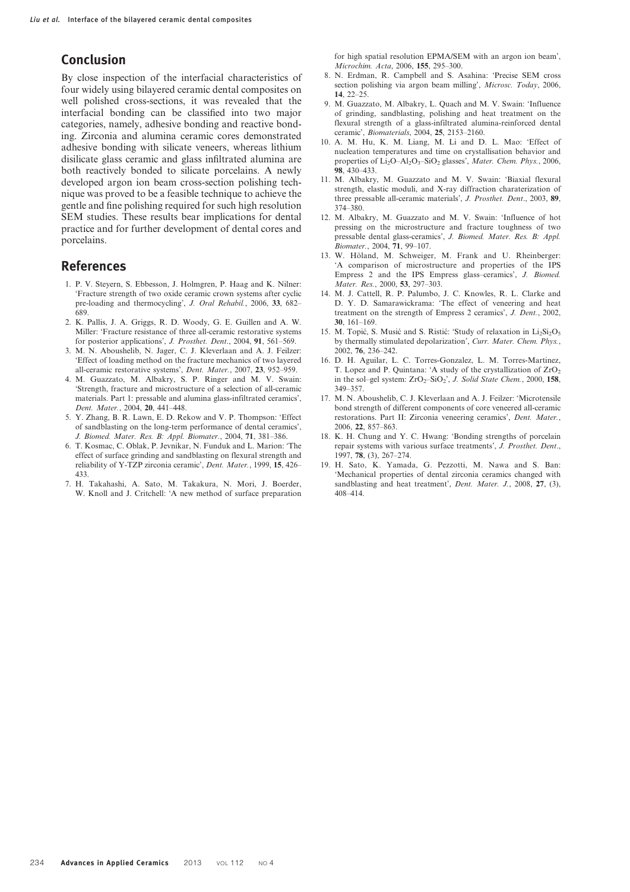## Conclusion

By close inspection of the interfacial characteristics of four widely using bilayered ceramic dental composites on well polished cross-sections, it was revealed that the interfacial bonding can be classified into two major categories, namely, adhesive bonding and reactive bonding. Zirconia and alumina ceramic cores demonstrated adhesive bonding with silicate veneers, whereas lithium disilicate glass ceramic and glass infiltrated alumina are both reactively bonded to silicate porcelains. A newly developed argon ion beam cross-section polishing technique was proved to be a feasible technique to achieve the gentle and fine polishing required for such high resolution SEM studies. These results bear implications for dental practice and for further development of dental cores and porcelains.

## References

1. P. V. Steyern, S. Ebbesson, J. Holmgren, P. Haag and K. Nilner: 'Fracture strength of two oxide ceramic crown systems after cyclic pre-loading and thermocycling', *J. Oral Rehabil.*, 2006, **33**, 682–689.
2. K. Pallis, J. A. Griggs, R. D. Woody, G. E. Guillen and A. W. Miller: 'Fracture resistance of three all-ceramic restorative systems for posterior applications', *J. Prosthet. Dent*., 2004, **91**, 561–569.
3. M. N. Aboushelib, N. Jager, C. J. Kleverlaan and A. J. Feilzer: 'Effect of loading method on the fracture mechanics of two layered all-ceramic restorative systems', *Dent. Mater.*, 2007, **23**, 952–959.
4. M. Guazzato, M. Albakry, S. P. Ringer and M. V. Swain: 'Strength, fracture and microstructure of a selection of all-ceramic materials. Part 1: pressable and alumina glass-infiltrated ceramics', *Dent. Mater.*, 2004, **20**, 441–448.
5. Y. Zhang, B. R. Lawn, E. D. Rekow and V. P. Thompson: 'Effect of sandblasting on the long-term performance of dental ceramics', *J. Biomed. Mater. Res. B: Appl. Biomater.*, 2004, **71**, 381–386.
6. T. Kosmac, C. Oblak, P. Jevnikar, N. Funduk and L. Marion: 'The effect of surface grinding and sandblasting on flexural strength and reliability of Y-TZP zirconia ceramic', *Dent. Mater.*, 1999, **15**, 426–433.
7. H. Takahashi, A. Sato, M. Takakura, N. Mori, J. Boerder, W. Knoll and J. Critchell: 'A new method of surface preparation for high spatial resolution EPMA/SEM with an argon ion beam', *Microchim. Acta*, 2006, **155**, 295–300.
8. N. Erdman, R. Campbell and S. Asahina: 'Precise SEM cross section polishing via argon beam milling', *Microsc. Today*, 2006, **14**, 22–25.
9. M. Guazzato, M. Albakry, L. Quach and M. V. Swain: 'Influence of grinding, sandblasting, polishing and heat treatment on the flexural strength of a glass-infiltrated alumina-reinforced dental ceramic', *Biomaterials*, 2004, **25**, 2153–2160.
10. A. M. Hu, K. M. Liang, M. Li and D. L. Mao: 'Effect of nucleation temperatures and time on crystallisation behavior and properties of $Li_2O–Al_2O_3–SiO_2$ glasses', *Mater. Chem. Phys.*, 2006, **98**, 430–433.
11. M. Albakry, M. Guazzato and M. V. Swain: 'Biaxial flexural strength, elastic moduli, and X-ray diffraction charaterization of three pressable all-ceramic materials', *J. Prosthet. Dent*., 2003, **89**, 374–380.
12. M. Albakry, M. Guazzato and M. V. Swain: 'Influence of hot pressing on the microstructure and fracture toughness of two pressable dental glass-ceramics', *J. Biomed. Mater. Res. B: Appl. Biomater.*, 2004, **71**, 99–107.
13. W. Höland, M. Schweiger, M. Frank and U. Rheinberger: 'A comparison of microstructure and properties of the IPS Empress 2 and the IPS Empress glass–ceramics', *J. Biomed. Mater. Res.*, 2000, **53**, 297–303.
14. M. J. Cattell, R. P. Palumbo, J. C. Knowles, R. L. Clarke and D. Y. D. Samarawickrama: 'The effect of veneering and heat treatment on the strength of Empress 2 ceramics', *J. Dent.*, 2002, **30**, 161–169.
15. M. Topić, S. Musić and S. Ristić: 'Study of relaxation in $Li_2Si_2O_5$ by thermally stimulated depolarization', *Curr. Mater. Chem. Phys.*, 2002, **76**, 236–242.
16. D. H. Aguilar, L. C. Torres-Gonzalez, L. M. Torres-Martinez, T. Lopez and P. Quintana: 'A study of the crystallization of $ZrO_2$ in the sol–gel system: $ZrO_2–SiO_2$', *J. Solid State Chem.*, 2000, **158**, 349–357.
17. M. N. Aboushelib, C. J. Kleverlaan and A. J. Feilzer: 'Microtensile bond strength of different components of core veneered all-ceramic restorations. Part II: Zirconia veneering ceramics', *Dent. Mater.*, 2006, **22**, 857–863.
18. K. H. Chung and Y. C. Hwang: 'Bonding strengths of porcelain repair systems with various surface treatments', *J. Prosthet. Dent*., 1997, **78**, (3), 267–274.
19. H. Sato, K. Yamada, G. Pezzotti, M. Nawa and S. Ban: 'Mechanical properties of dental zirconia ceramics changed with sandblasting and heat treatment', *Dent. Mater. J.*, 2008, **27**, (3), 408–414.